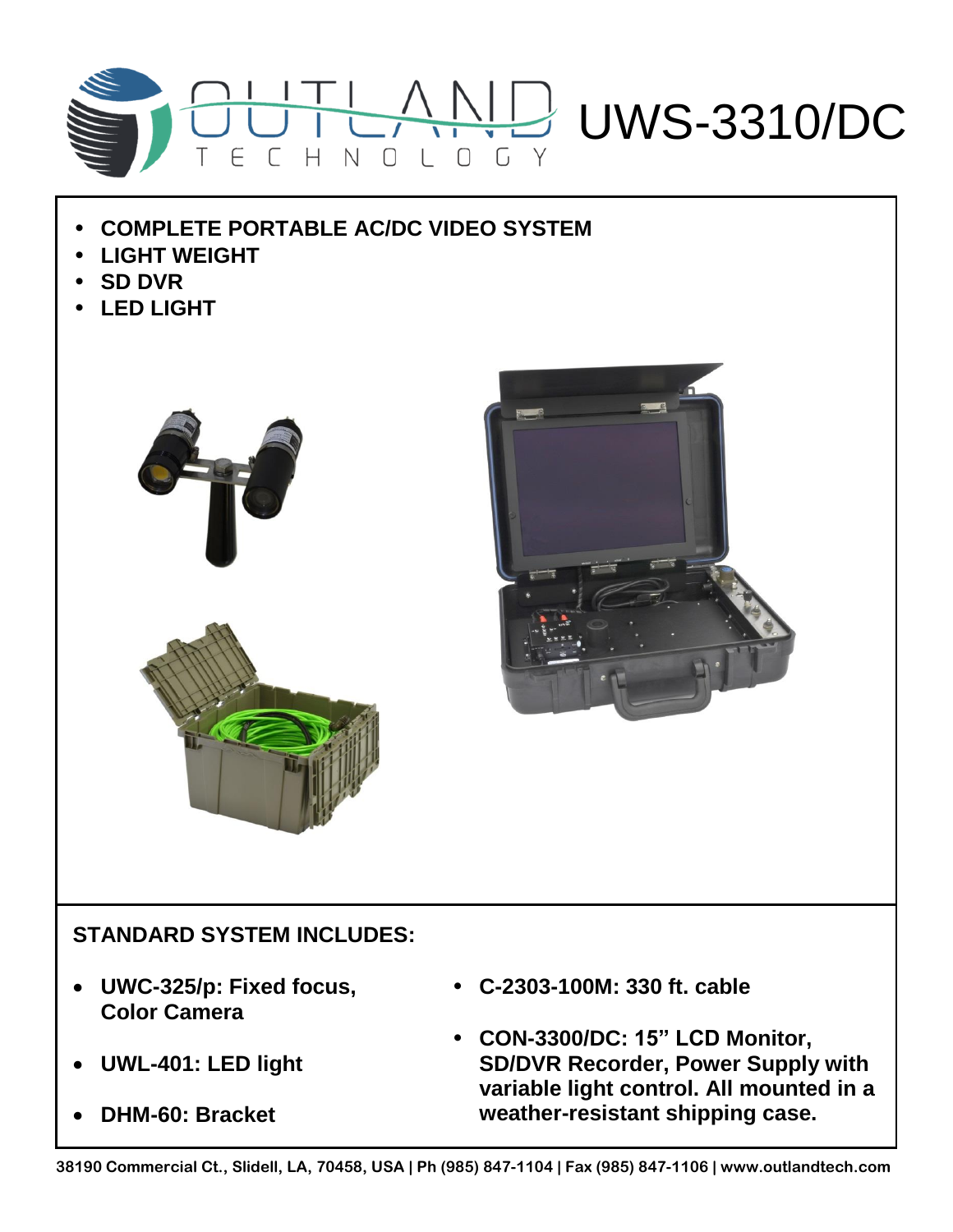# UWS-3310/DC

- **COMPLETE PORTABLE AC/DC VIDEO SYSTEM**
- **LIGHT WEIGHT**
- **SD DVR**
- **LED LIGHT**

## STANDARD SYSTEM INCLUDES:

- **UWC-325/p: Fixed focus, Color Camera**
- **UWL-401: LED light**
- **DHM-60: Bracket**
- **C-2303-100M: 330 ft. cable**
- **CON-3300/DC: 15" LCD Monitor, SD/DVR Recorder, Power Supply with variable light control. All mounted in a weather-resistant shipping case.**

38190 Commercial Ct., Slidell, LA, 70458, USA | Ph (985) 847-1104 | Fax (985) 847-1106 | www.outlandtech.com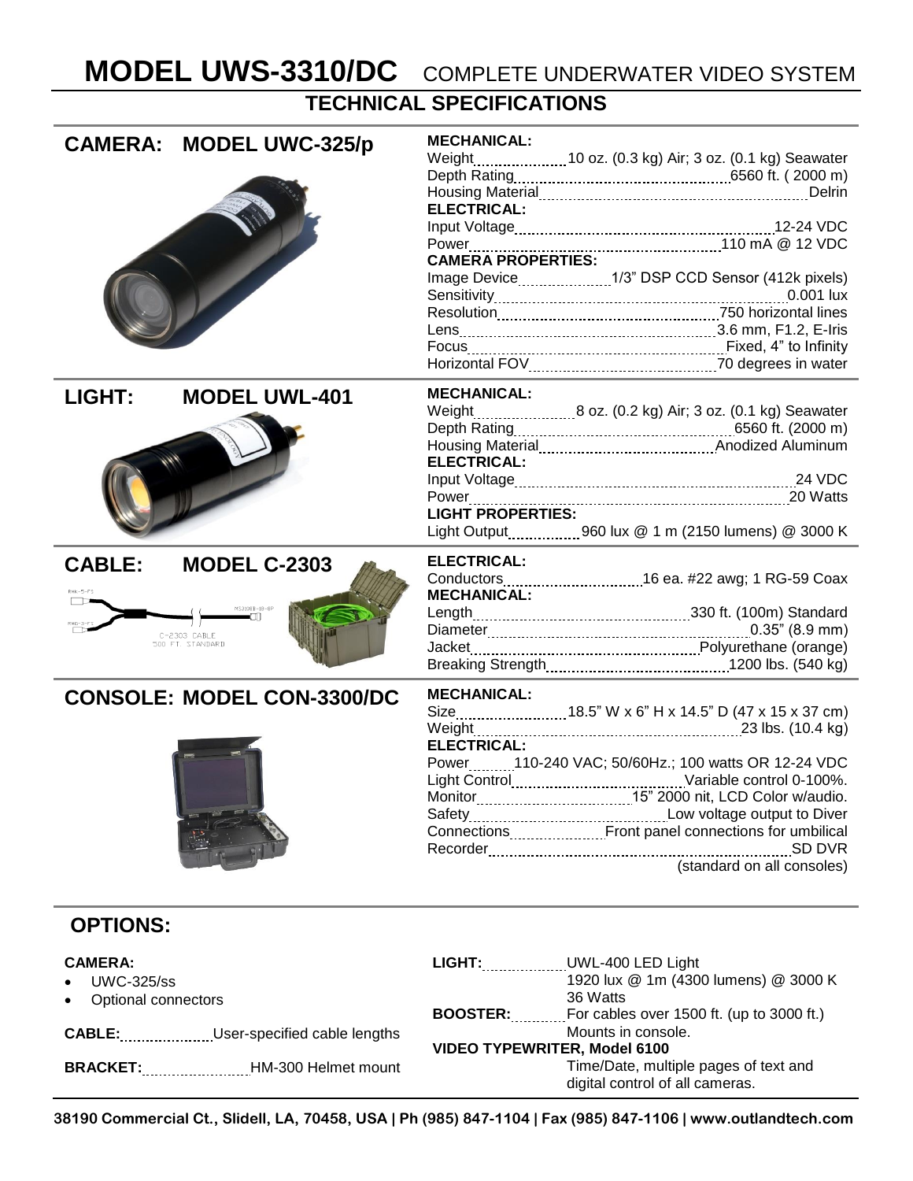# MODEL UWS-3310/DC COMPLETE UNDERWATER VIDEO SYSTEM

## TECHNICAL SPECIFICATIONS

### CAMERA: MODEL UWC-325/p

**MECHANICAL:**

| | |
|---|---|
| Weight | 10 oz. (0.3 kg) Air; 3 oz. (0.1 kg) Seawater |
| Depth Rating | 6560 ft. ( 2000 m) |
| Housing Material | Delrin |

**ELECTRICAL:**

| | |
|---|---|
| Input Voltage | 12-24 VDC |
| Power | 110 mA @ 12 VDC |

**CAMERA PROPERTIES:**

| | |
|---|---|
| Image Device | 1/3" DSP CCD Sensor (412k pixels) |
| Sensitivity | 0.001 lux |
| Resolution | 750 horizontal lines |
| Lens | 3.6 mm, F1.2, E-Iris |
| Focus | Fixed, 4" to Infinity |
| Horizontal FOV | 70 degrees in water |

### LIGHT: MODEL UWL-401

**MECHANICAL:**

| | |
|---|---|
| Weight | 8 oz. (0.2 kg) Air; 3 oz. (0.1 kg) Seawater |
| Depth Rating | 6560 ft. (2000 m) |
| Housing Material | Anodized Aluminum |

**ELECTRICAL:**

| | |
|---|---|
| Input Voltage | 24 VDC |
| Power | 20 Watts |

**LIGHT PROPERTIES:**

| | |
|---|---|
| Light Output | 960 lux @ 1 m (2150 lumens) @ 3000 K |

### CABLE: MODEL C-2303

RMK-5-FS
RMD-3-FS
MS3106E-18-8P
C-2303 CABLE
500 FT. STANDARD

**ELECTRICAL:**

| | |
|---|---|
| Conductors | 16 ea. #22 awg; 1 RG-59 Coax |

**MECHANICAL:**

| | |
|---|---|
| Length | 330 ft. (100m) Standard |
| Diameter | 0.35" (8.9 mm) |
| Jacket | Polyurethane (orange) |
| Breaking Strength | 1200 lbs. (540 kg) |

### CONSOLE: MODEL CON-3300/DC

**MECHANICAL:**

| | |
|---|---|
| Size | 18.5" W x 6" H x 14.5" D (47 x 15 x 37 cm) |
| Weight | 23 lbs. (10.4 kg) |

**ELECTRICAL:**

| | |
|---|---|
| Power | 110-240 VAC; 50/60Hz.; 100 watts OR 12-24 VDC |
| Light Control | Variable control 0-100%. |
| Monitor | 15" 2000 nit, LCD Color w/audio. |
| Safety | Low voltage output to Diver |
| Connections | Front panel connections for umbilical |
| Recorder | SD DVR (standard on all consoles) |

## OPTIONS:

**CAMERA:**

- UWC-325/ss
- Optional connectors

**CABLE:** User-specified cable lengths

**BRACKET:** HM-300 Helmet mount

**LIGHT:** UWL-400 LED Light
1920 lux @ 1m (4300 lumens) @ 3000 K
36 Watts

**BOOSTER:** For cables over 1500 ft. (up to 3000 ft.)
Mounts in console.

**VIDEO TYPEWRITER, Model 6100**
Time/Date, multiple pages of text and digital control of all cameras.

38190 Commercial Ct., Slidell, LA, 70458, USA | Ph (985) 847-1104 | Fax (985) 847-1106 | www.outlandtech.com